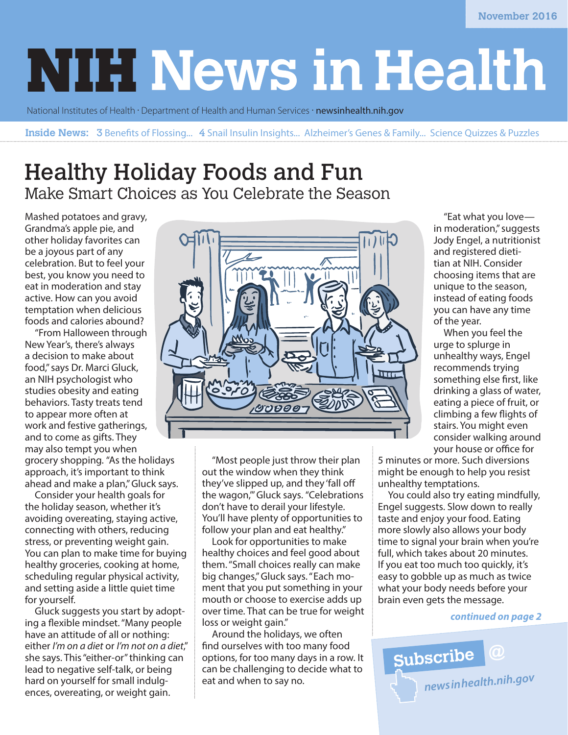November 2016

# NIH News in Health

National Institutes of Health · Department of Health and Human Services · newsinhealth.nih.gov

**Inside News:** 3 Benefits of Flossing... 4 Snail Insulin Insights... Alzheimer's Genes & Family... Science Quizzes & Puzzles

## Healthy Holiday Foods and Fun

### Make Smart Choices as You Celebrate the Season

Mashed potatoes and gravy, Grandma's apple pie, and other holiday favorites can be a joyous part of any celebration. But to feel your best, you know you need to eat in moderation and stay active. How can you avoid temptation when delicious foods and calories abound?

"From Halloween through New Year's, there's always a decision to make about food," says Dr. Marci Gluck, an NIH psychologist who studies obesity and eating behaviors. Tasty treats tend to appear more often at work and festive gatherings, and to come as gifts. They may also tempt you when grocery shopping. "As the holidays approach, it's important to think ahead and make a plan," Gluck says.

Consider your health goals for the holiday season, whether it's avoiding overeating, staying active, connecting with others, reducing stress, or preventing weight gain. You can plan to make time for buying healthy groceries, cooking at home, scheduling regular physical activity, and setting aside a little quiet time for yourself.

Gluck suggests you start by adopting a flexible mindset. "Many people have an attitude of all or nothing: either *I'm on a diet* or *I'm not on a diet*," she says. This "either-or" thinking can lead to negative self-talk, or being hard on yourself for small indulgences, overeating, or weight gain.

"Most people just throw their plan out the window when they think they've slipped up, and they 'fall off the wagon,'" Gluck says. "Celebrations don't have to derail your lifestyle. You'll have plenty of opportunities to follow your plan and eat healthy."

Look for opportunities to make healthy choices and feel good about them. "Small choices really can make big changes," Gluck says. "Each moment that you put something in your mouth or choose to exercise adds up over time. That can be true for weight loss or weight gain."

Around the holidays, we often find ourselves with too many food options, for too many days in a row. It can be challenging to decide what to eat and when to say no.

"Eat what you love—in moderation," suggests Jody Engel, a nutritionist and registered dietitian at NIH. Consider choosing items that are unique to the season, instead of eating foods you can have any time of the year.

When you feel the urge to splurge in unhealthy ways, Engel recommends trying something else first, like drinking a glass of water, eating a piece of fruit, or climbing a few flights of stairs. You might even consider walking around your house or office for 5 minutes or more. Such diversions might be enough to help you resist unhealthy temptations.

You could also try eating mindfully, Engel suggests. Slow down to really taste and enjoy your food. Eating more slowly also allows your body time to signal your brain when you're full, which takes about 20 minutes. If you eat too much too quickly, it's easy to gobble up as much as twice what your body needs before your brain even gets the message.

***continued on page 2***

Subscribe @ newsinhealth.nih.gov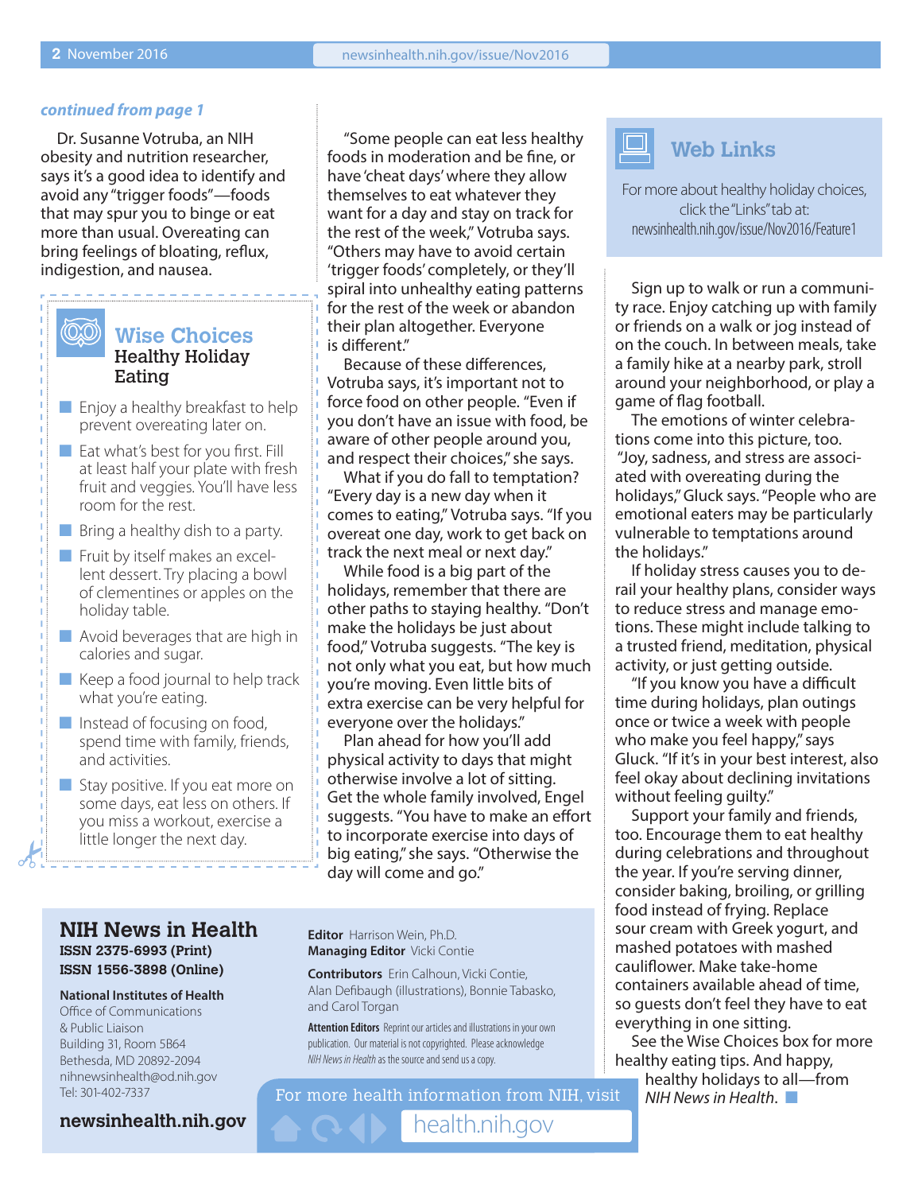*continued from page 1*

Dr. Susanne Votruba, an NIH obesity and nutrition researcher, says it's a good idea to identify and avoid any "trigger foods"—foods that may spur you to binge or eat more than usual. Overeating can bring feelings of bloating, reflux, indigestion, and nausea.

## Wise Choices
### Healthy Holiday Eating

- Enjoy a healthy breakfast to help prevent overeating later on.
- Eat what's best for you first. Fill at least half your plate with fresh fruit and veggies. You'll have less room for the rest.
- Bring a healthy dish to a party.
- Fruit by itself makes an excellent dessert. Try placing a bowl of clementines or apples on the holiday table.
- Avoid beverages that are high in calories and sugar.
- Keep a food journal to help track what you're eating.
- Instead of focusing on food, spend time with family, friends, and activities.
- Stay positive. If you eat more on some days, eat less on others. If you miss a workout, exercise a little longer the next day.

"Some people can eat less healthy foods in moderation and be fine, or have 'cheat days' where they allow themselves to eat whatever they want for a day and stay on track for the rest of the week," Votruba says. "Others may have to avoid certain 'trigger foods' completely, or they'll spiral into unhealthy eating patterns for the rest of the week or abandon their plan altogether. Everyone is different."

Because of these differences, Votruba says, it's important not to force food on other people. "Even if you don't have an issue with food, be aware of other people around you, and respect their choices," she says.

What if you do fall to temptation? "Every day is a new day when it comes to eating," Votruba says. "If you overeat one day, work to get back on track the next meal or next day."

While food is a big part of the holidays, remember that there are other paths to staying healthy. "Don't make the holidays be just about food," Votruba suggests. "The key is not only what you eat, but how much you're moving. Even little bits of extra exercise can be very helpful for everyone over the holidays."

Plan ahead for how you'll add physical activity to days that might otherwise involve a lot of sitting. Get the whole family involved, Engel suggests. "You have to make an effort to incorporate exercise into days of big eating," she says. "Otherwise the day will come and go."

## Web Links

For more about healthy holiday choices, click the "Links" tab at:
newsinhealth.nih.gov/issue/Nov2016/Feature1

Sign up to walk or run a community race. Enjoy catching up with family or friends on a walk or jog instead of on the couch. In between meals, take a family hike at a nearby park, stroll around your neighborhood, or play a game of flag football.

The emotions of winter celebrations come into this picture, too. "Joy, sadness, and stress are associated with overeating during the holidays," Gluck says. "People who are emotional eaters may be particularly vulnerable to temptations around the holidays."

If holiday stress causes you to derail your healthy plans, consider ways to reduce stress and manage emotions. These might include talking to a trusted friend, meditation, physical activity, or just getting outside.

"If you know you have a difficult time during holidays, plan outings once or twice a week with people who make you feel happy," says Gluck. "If it's in your best interest, also feel okay about declining invitations without feeling guilty."

Support your family and friends, too. Encourage them to eat healthy during celebrations and throughout the year. If you're serving dinner, consider baking, broiling, or grilling food instead of frying. Replace sour cream with Greek yogurt, and mashed potatoes with mashed cauliflower. Make take-home containers available ahead of time, so guests don't feel they have to eat everything in one sitting.

See the Wise Choices box for more healthy eating tips. And happy, healthy holidays to all—from *NIH News in Health*. ■

## NIH News in Health
**ISSN 2375-6993 (Print)**
**ISSN 1556-3898 (Online)**

**National Institutes of Health**
Office of Communications
& Public Liaison
Building 31, Room 5B64
Bethesda, MD 20892-2094
nihnewsinhealth@od.nih.gov
Tel: 301-402-7337

**newsinhealth.nih.gov**

**Editor** Harrison Wein, Ph.D.
**Managing Editor** Vicki Contie

**Contributors** Erin Calhoun, Vicki Contie, Alan Defibaugh (illustrations), Bonnie Tabasko, and Carol Torgan

**Attention Editors** Reprint our articles and illustrations in your own publication. Our material is not copyrighted. Please acknowledge *NIH News in Health* as the source and send us a copy.

For more health information from NIH, visit health.nih.gov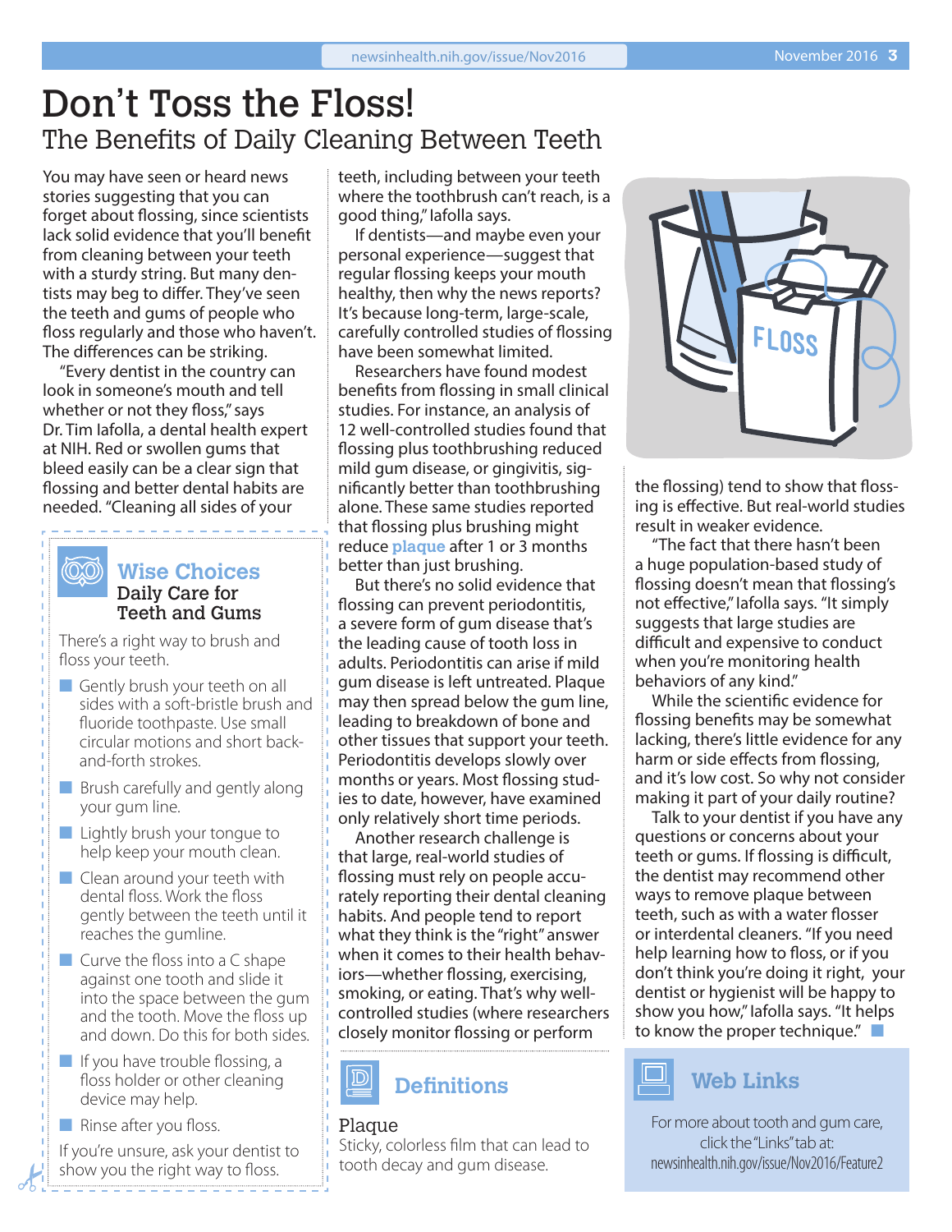# Don't Toss the Floss!

## The Benefits of Daily Cleaning Between Teeth

You may have seen or heard news stories suggesting that you can forget about flossing, since scientists lack solid evidence that you'll benefit from cleaning between your teeth with a sturdy string. But many dentists may beg to differ. They've seen the teeth and gums of people who floss regularly and those who haven't. The differences can be striking.

"Every dentist in the country can look in someone's mouth and tell whether or not they floss," says Dr. Tim Iafolla, a dental health expert at NIH. Red or swollen gums that bleed easily can be a clear sign that flossing and better dental habits are needed. "Cleaning all sides of your teeth, including between your teeth where the toothbrush can't reach, is a good thing," Iafolla says.

If dentists—and maybe even your personal experience—suggest that regular flossing keeps your mouth healthy, then why the news reports? It's because long-term, large-scale, carefully controlled studies of flossing have been somewhat limited.

Researchers have found modest benefits from flossing in small clinical studies. For instance, an analysis of 12 well-controlled studies found that flossing plus toothbrushing reduced mild gum disease, or gingivitis, significantly better than toothbrushing alone. These same studies reported that flossing plus brushing might reduce **plaque** after 1 or 3 months better than just brushing.

But there's no solid evidence that flossing can prevent periodontitis, a severe form of gum disease that's the leading cause of tooth loss in adults. Periodontitis can arise if mild gum disease is left untreated. Plaque may then spread below the gum line, leading to breakdown of bone and other tissues that support your teeth. Periodontitis develops slowly over months or years. Most flossing studies to date, however, have examined only relatively short time periods.

Another research challenge is that large, real-world studies of flossing must rely on people accurately reporting their dental cleaning habits. And people tend to report what they think is the "right" answer when it comes to their health behaviors—whether flossing, exercising, smoking, or eating. That's why well-controlled studies (where researchers closely monitor flossing or perform the flossing) tend to show that flossing is effective. But real-world studies result in weaker evidence.

"The fact that there hasn't been a huge population-based study of flossing doesn't mean that flossing's not effective," Iafolla says. "It simply suggests that large studies are difficult and expensive to conduct when you're monitoring health behaviors of any kind."

While the scientific evidence for flossing benefits may be somewhat lacking, there's little evidence for any harm or side effects from flossing, and it's low cost. So why not consider making it part of your daily routine?

Talk to your dentist if you have any questions or concerns about your teeth or gums. If flossing is difficult, the dentist may recommend other ways to remove plaque between teeth, such as with a water flosser or interdental cleaners. "If you need help learning how to floss, or if you don't think you're doing it right, your dentist or hygienist will be happy to show you how," Iafolla says. "It helps to know the proper technique."

### Wise Choices
**Daily Care for Teeth and Gums**

There's a right way to brush and floss your teeth.

- Gently brush your teeth on all sides with a soft-bristle brush and fluoride toothpaste. Use small circular motions and short back-and-forth strokes.
- Brush carefully and gently along your gum line.
- Lightly brush your tongue to help keep your mouth clean.
- Clean around your teeth with dental floss. Work the floss gently between the teeth until it reaches the gumline.
- Curve the floss into a C shape against one tooth and slide it into the space between the gum and the tooth. Move the floss up and down. Do this for both sides.
- If you have trouble flossing, a floss holder or other cleaning device may help.
- Rinse after you floss.

If you're unsure, ask your dentist to show you the right way to floss.

### Definitions

**Plaque**
Sticky, colorless film that can lead to tooth decay and gum disease.

### Web Links

For more about tooth and gum care, click the "Links" tab at: newsinhealth.nih.gov/issue/Nov2016/Feature2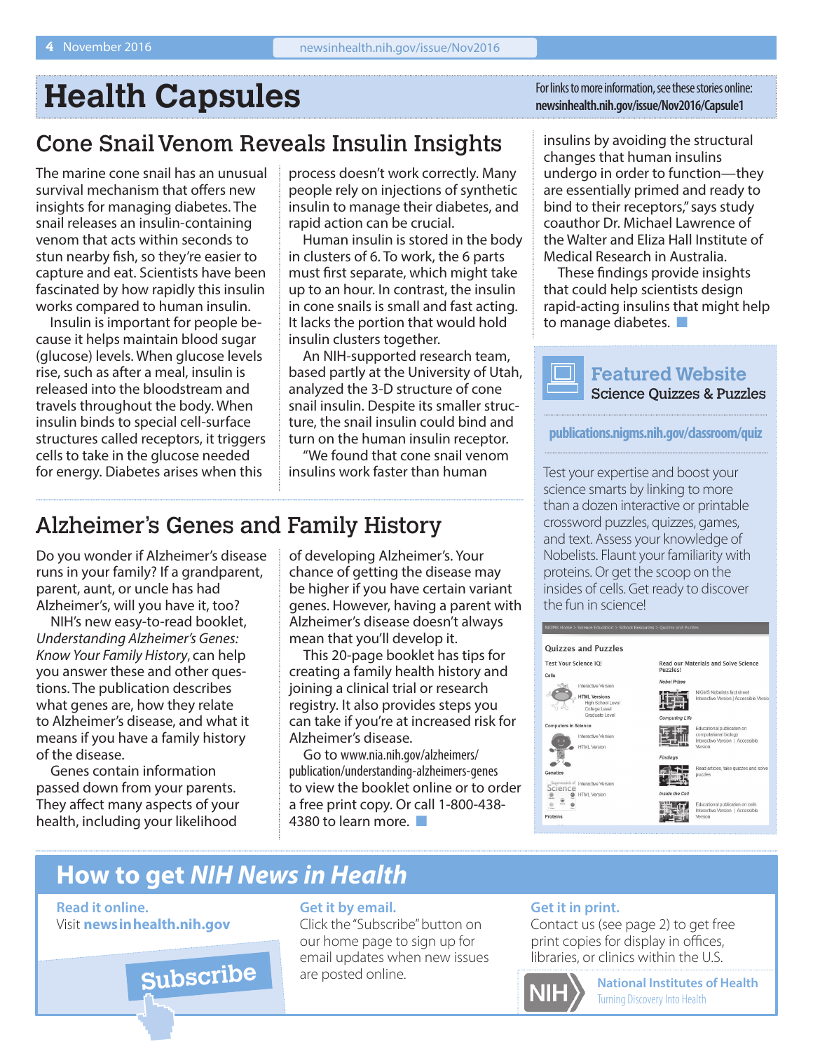# Health Capsules

For links to more information, see these stories online: **newsinhealth.nih.gov/issue/Nov2016/Capsule1**

## Cone Snail Venom Reveals Insulin Insights

The marine cone snail has an unusual survival mechanism that offers new insights for managing diabetes. The snail releases an insulin-containing venom that acts within seconds to stun nearby fish, so they're easier to capture and eat. Scientists have been fascinated by how rapidly this insulin works compared to human insulin.

Insulin is important for people because it helps maintain blood sugar (glucose) levels. When glucose levels rise, such as after a meal, insulin is released into the bloodstream and travels throughout the body. When insulin binds to special cell-surface structures called receptors, it triggers cells to take in the glucose needed for energy. Diabetes arises when this process doesn't work correctly. Many people rely on injections of synthetic insulin to manage their diabetes, and rapid action can be crucial.

Human insulin is stored in the body in clusters of 6. To work, the 6 parts must first separate, which might take up to an hour. In contrast, the insulin in cone snails is small and fast acting. It lacks the portion that would hold insulin clusters together.

An NIH-supported research team, based partly at the University of Utah, analyzed the 3-D structure of cone snail insulin. Despite its smaller structure, the snail insulin could bind and turn on the human insulin receptor.

"We found that cone snail venom insulins work faster than human insulins by avoiding the structural changes that human insulins undergo in order to function—they are essentially primed and ready to bind to their receptors," says study coauthor Dr. Michael Lawrence of the Walter and Eliza Hall Institute of Medical Research in Australia.

These findings provide insights that could help scientists design rapid-acting insulins that might help to manage diabetes.

## Alzheimer's Genes and Family History

Do you wonder if Alzheimer's disease runs in your family? If a grandparent, parent, aunt, or uncle has had Alzheimer's, will you have it, too?

NIH's new easy-to-read booklet, *Understanding Alzheimer's Genes: Know Your Family History*, can help you answer these and other questions. The publication describes what genes are, how they relate to Alzheimer's disease, and what it means if you have a family history of the disease.

Genes contain information passed down from your parents. They affect many aspects of your health, including your likelihood of developing Alzheimer's. Your chance of getting the disease may be higher if you have certain variant genes. However, having a parent with Alzheimer's disease doesn't always mean that you'll develop it.

This 20-page booklet has tips for creating a family health history and joining a clinical trial or research registry. It also provides steps you can take if you're at increased risk for Alzheimer's disease.

Go to www.nia.nih.gov/alzheimers/publication/understanding-alzheimers-genes to view the booklet online or to order a free print copy. Or call 1-800-438-4380 to learn more.

## Featured Website
### Science Quizzes & Puzzles

**publications.nigms.nih.gov/classroom/quiz**

Test your expertise and boost your science smarts by linking to more than a dozen interactive or printable crossword puzzles, quizzes, games, and text. Assess your knowledge of Nobelists. Flaunt your familiarity with proteins. Or get the scoop on the insides of cells. Get ready to discover the fun in science!

## How to get *NIH News in Health*

**Read it online.**
Visit **newsinhealth.nih.gov**

Subscribe

**Get it by email.**
Click the "Subscribe" button on our home page to sign up for email updates when new issues are posted online.

**Get it in print.**
Contact us (see page 2) to get free print copies for display in offices, libraries, or clinics within the U.S.

NIH National Institutes of Health
Turning Discovery Into Health